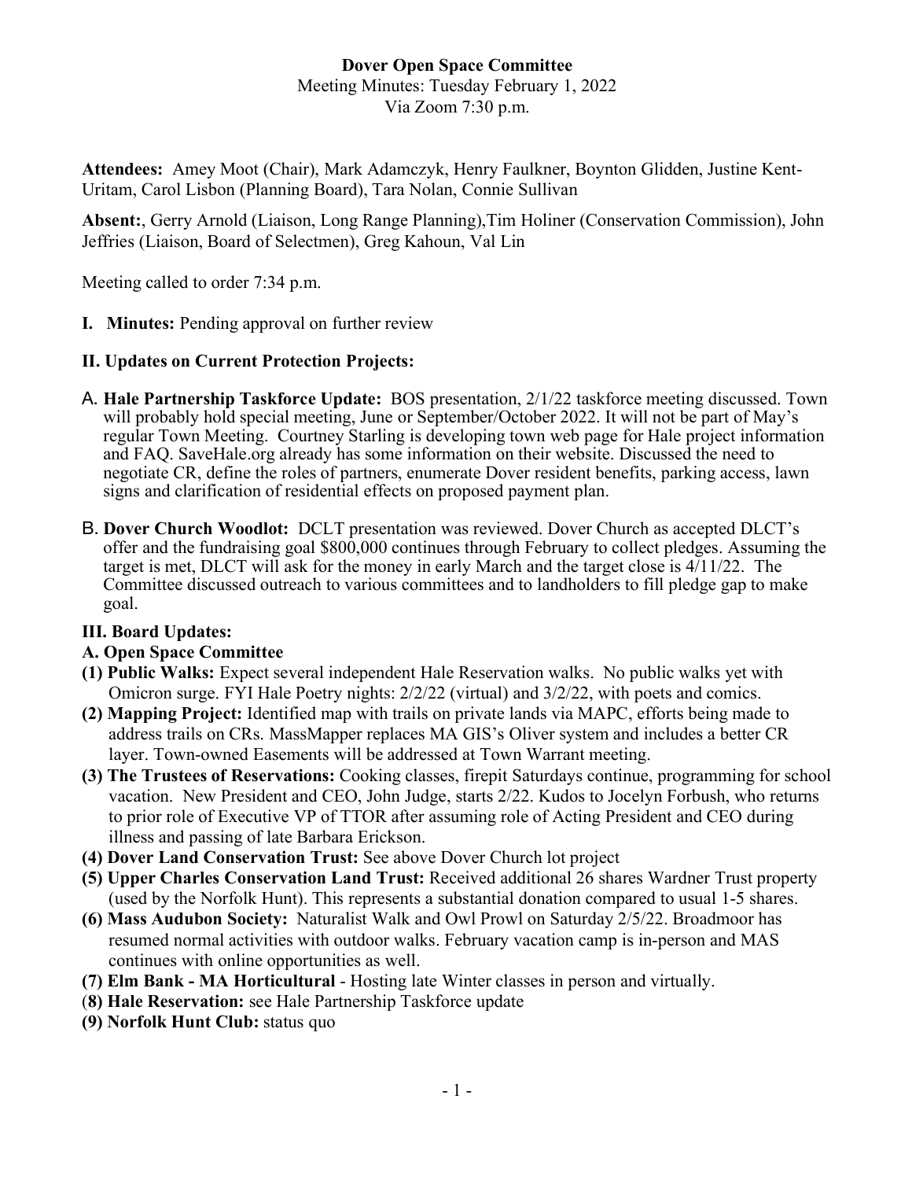**Dover Open Space Committee**

Meeting Minutes: Tuesday February 1, 2022

Via Zoom 7:30 p.m.

**Attendees:** Amey Moot (Chair), Mark Adamczyk, Henry Faulkner, Boynton Glidden, Justine Kent-Uritam, Carol Lisbon (Planning Board), Tara Nolan, Connie Sullivan

**Absent:**, Gerry Arnold (Liaison, Long Range Planning),Tim Holiner (Conservation Commission), John Jeffries (Liaison, Board of Selectmen), Greg Kahoun, Val Lin

Meeting called to order 7:34 p.m.

**I. Minutes:** Pending approval on further review

**II. Updates on Current Protection Projects:**

A. **Hale Partnership Taskforce Update:** BOS presentation, 2/1/22 taskforce meeting discussed. Town will probably hold special meeting, June or September/October 2022. It will not be part of May's regular Town Meeting. Courtney Starling is developing town web page for Hale project information and FAQ. SaveHale.org already has some information on their website. Discussed the need to negotiate CR, define the roles of partners, enumerate Dover resident benefits, parking access, lawn signs and clarification of residential effects on proposed payment plan.

B. **Dover Church Woodlot:** DCLT presentation was reviewed. Dover Church as accepted DLCT's offer and the fundraising goal $800,000 continues through February to collect pledges. Assuming the target is met, DLCT will ask for the money in early March and the target close is 4/11/22. The Committee discussed outreach to various committees and to landholders to fill pledge gap to make goal.

**III. Board Updates:**

**A. Open Space Committee**

**(1) Public Walks:** Expect several independent Hale Reservation walks. No public walks yet with Omicron surge. FYI Hale Poetry nights: 2/2/22 (virtual) and 3/2/22, with poets and comics.

**(2) Mapping Project:** Identified map with trails on private lands via MAPC, efforts being made to address trails on CRs. MassMapper replaces MA GIS's Oliver system and includes a better CR layer. Town-owned Easements will be addressed at Town Warrant meeting.

**(3) The Trustees of Reservations:** Cooking classes, firepit Saturdays continue, programming for school vacation. New President and CEO, John Judge, starts 2/22. Kudos to Jocelyn Forbush, who returns to prior role of Executive VP of TTOR after assuming role of Acting President and CEO during illness and passing of late Barbara Erickson.

**(4) Dover Land Conservation Trust:** See above Dover Church lot project

**(5) Upper Charles Conservation Land Trust:** Received additional 26 shares Wardner Trust property (used by the Norfolk Hunt). This represents a substantial donation compared to usual 1-5 shares.

**(6) Mass Audubon Society:** Naturalist Walk and Owl Prowl on Saturday 2/5/22. Broadmoor has resumed normal activities with outdoor walks. February vacation camp is in-person and MAS continues with online opportunities as well.

**(7) Elm Bank - MA Horticultural** - Hosting late Winter classes in person and virtually.

(**8) Hale Reservation:** see Hale Partnership Taskforce update

**(9) Norfolk Hunt Club:** status quo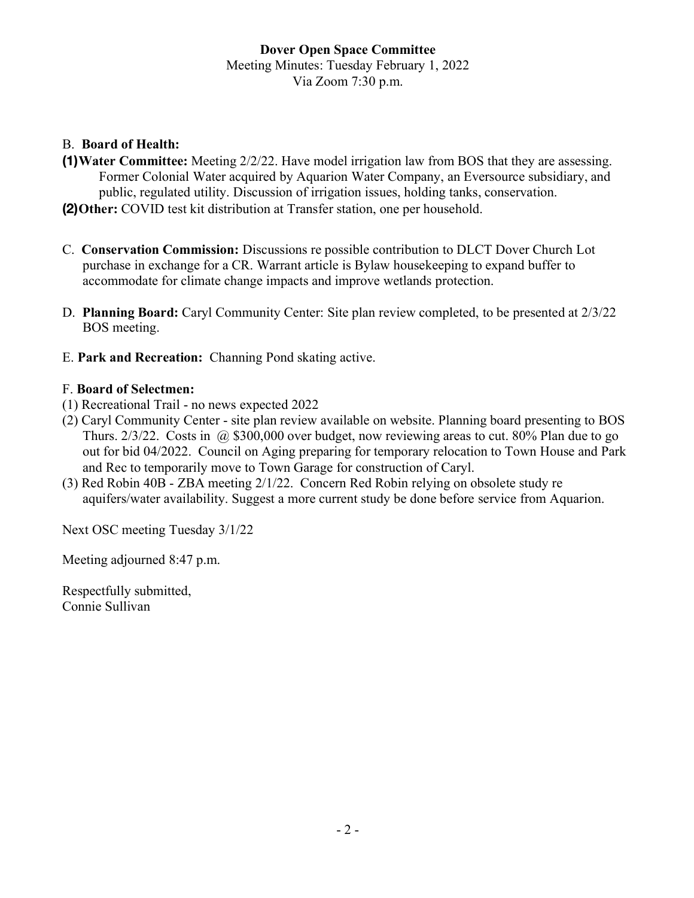**Dover Open Space Committee**
Meeting Minutes: Tuesday February 1, 2022
Via Zoom 7:30 p.m.

B. **Board of Health:**

**(1) Water Committee:** Meeting 2/2/22. Have model irrigation law from BOS that they are assessing. Former Colonial Water acquired by Aquarion Water Company, an Eversource subsidiary, and public, regulated utility. Discussion of irrigation issues, holding tanks, conservation.

**(2) Other:** COVID test kit distribution at Transfer station, one per household.

C. **Conservation Commission:** Discussions re possible contribution to DLCT Dover Church Lot purchase in exchange for a CR. Warrant article is Bylaw housekeeping to expand buffer to accommodate for climate change impacts and improve wetlands protection.

D. **Planning Board:** Caryl Community Center: Site plan review completed, to be presented at 2/3/22 BOS meeting.

E. **Park and Recreation:** Channing Pond skating active.

F. **Board of Selectmen:**

(1) Recreational Trail - no news expected 2022

(2) Caryl Community Center - site plan review available on website. Planning board presenting to BOS Thurs. 2/3/22. Costs in @ $300,000 over budget, now reviewing areas to cut. 80% Plan due to go out for bid 04/2022. Council on Aging preparing for temporary relocation to Town House and Park and Rec to temporarily move to Town Garage for construction of Caryl.

(3) Red Robin 40B - ZBA meeting 2/1/22. Concern Red Robin relying on obsolete study re aquifers/water availability. Suggest a more current study be done before service from Aquarion.

Next OSC meeting Tuesday 3/1/22

Meeting adjourned 8:47 p.m.

Respectfully submitted,
Connie Sullivan